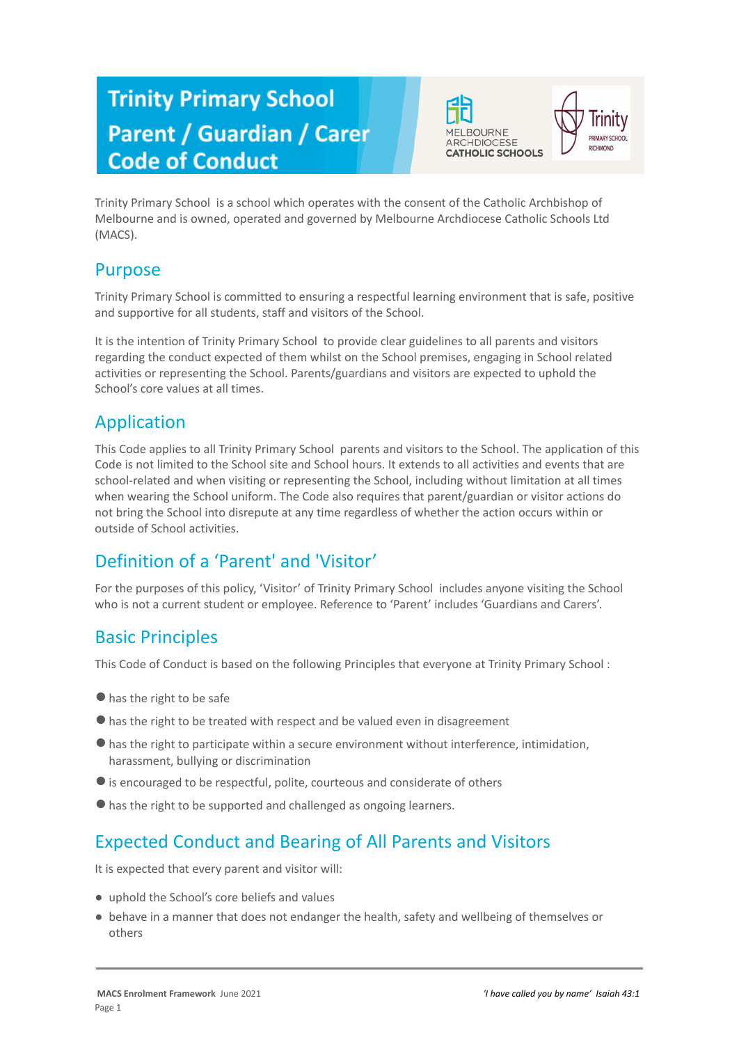# Trinity Primary School Parent / Guardian / Carer Code of Conduct

Trinity Primary School is a school which operates with the consent of the Catholic Archbishop of Melbourne and is owned, operated and governed by Melbourne Archdiocese Catholic Schools Ltd (MACS).

## Purpose

Trinity Primary School is committed to ensuring a respectful learning environment that is safe, positive and supportive for all students, staff and visitors of the School.

It is the intention of Trinity Primary School to provide clear guidelines to all parents and visitors regarding the conduct expected of them whilst on the School premises, engaging in School related activities or representing the School. Parents/guardians and visitors are expected to uphold the School's core values at all times.

## Application

This Code applies to all Trinity Primary School parents and visitors to the School. The application of this Code is not limited to the School site and School hours. It extends to all activities and events that are school-related and when visiting or representing the School, including without limitation at all times when wearing the School uniform. The Code also requires that parent/guardian or visitor actions do not bring the School into disrepute at any time regardless of whether the action occurs within or outside of School activities.

## Definition of a 'Parent' and 'Visitor'

For the purposes of this policy, 'Visitor' of Trinity Primary School includes anyone visiting the School who is not a current student or employee. Reference to 'Parent' includes 'Guardians and Carers'.

## Basic Principles

This Code of Conduct is based on the following Principles that everyone at Trinity Primary School :

- has the right to be safe
- has the right to be treated with respect and be valued even in disagreement
- has the right to participate within a secure environment without interference, intimidation, harassment, bullying or discrimination
- is encouraged to be respectful, polite, courteous and considerate of others
- has the right to be supported and challenged as ongoing learners.

## Expected Conduct and Bearing of All Parents and Visitors

It is expected that every parent and visitor will:

- uphold the School's core beliefs and values
- behave in a manner that does not endanger the health, safety and wellbeing of themselves or others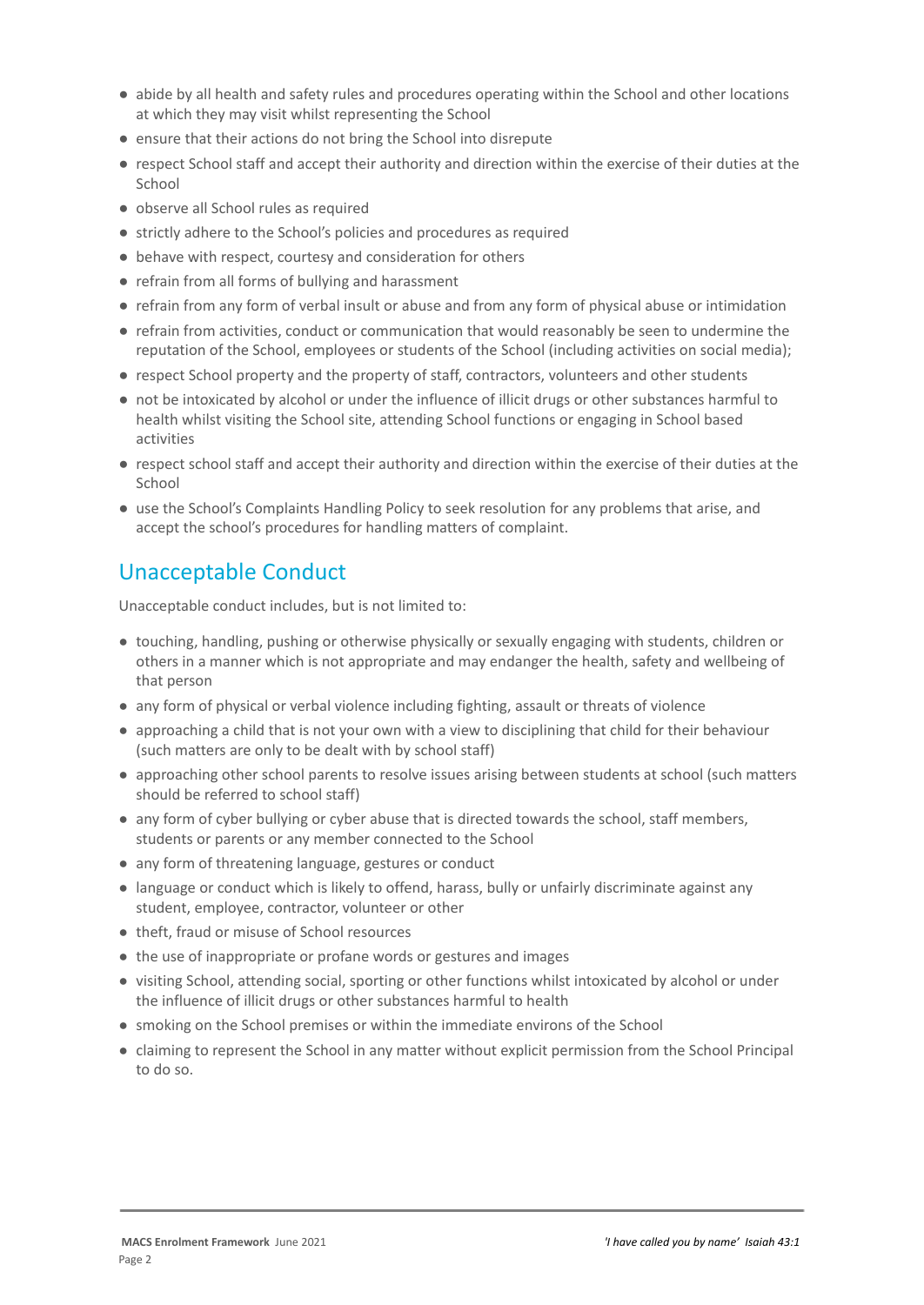- abide by all health and safety rules and procedures operating within the School and other locations at which they may visit whilst representing the School
- ensure that their actions do not bring the School into disrepute
- respect School staff and accept their authority and direction within the exercise of their duties at the School
- observe all School rules as required
- strictly adhere to the School's policies and procedures as required
- behave with respect, courtesy and consideration for others
- refrain from all forms of bullying and harassment
- refrain from any form of verbal insult or abuse and from any form of physical abuse or intimidation
- refrain from activities, conduct or communication that would reasonably be seen to undermine the reputation of the School, employees or students of the School (including activities on social media);
- respect School property and the property of staff, contractors, volunteers and other students
- not be intoxicated by alcohol or under the influence of illicit drugs or other substances harmful to health whilst visiting the School site, attending School functions or engaging in School based activities
- respect school staff and accept their authority and direction within the exercise of their duties at the School
- use the School's Complaints Handling Policy to seek resolution for any problems that arise, and accept the school's procedures for handling matters of complaint.

## Unacceptable Conduct

Unacceptable conduct includes, but is not limited to:

- touching, handling, pushing or otherwise physically or sexually engaging with students, children or others in a manner which is not appropriate and may endanger the health, safety and wellbeing of that person
- any form of physical or verbal violence including fighting, assault or threats of violence
- approaching a child that is not your own with a view to disciplining that child for their behaviour (such matters are only to be dealt with by school staff)
- approaching other school parents to resolve issues arising between students at school (such matters should be referred to school staff)
- any form of cyber bullying or cyber abuse that is directed towards the school, staff members, students or parents or any member connected to the School
- any form of threatening language, gestures or conduct
- language or conduct which is likely to offend, harass, bully or unfairly discriminate against any student, employee, contractor, volunteer or other
- theft, fraud or misuse of School resources
- the use of inappropriate or profane words or gestures and images
- visiting School, attending social, sporting or other functions whilst intoxicated by alcohol or under the influence of illicit drugs or other substances harmful to health
- smoking on the School premises or within the immediate environs of the School
- claiming to represent the School in any matter without explicit permission from the School Principal to do so.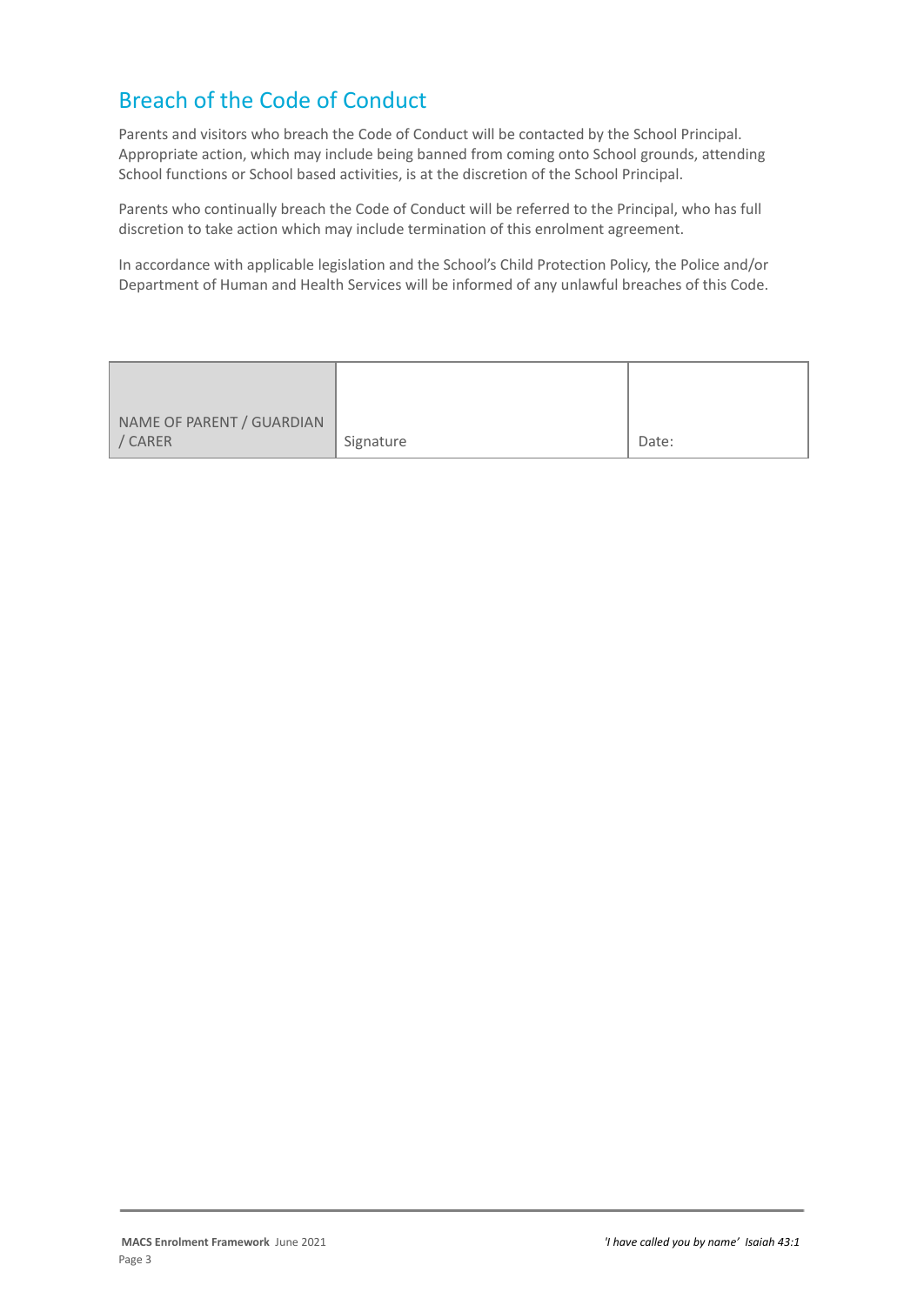## Breach of the Code of Conduct

Parents and visitors who breach the Code of Conduct will be contacted by the School Principal. Appropriate action, which may include being banned from coming onto School grounds, attending School functions or School based activities, is at the discretion of the School Principal.

Parents who continually breach the Code of Conduct will be referred to the Principal, who has full discretion to take action which may include termination of this enrolment agreement.

In accordance with applicable legislation and the School's Child Protection Policy, the Police and/or Department of Human and Health Services will be informed of any unlawful breaches of this Code.

| | | |
|---|---|---|
| NAME OF PARENT / GUARDIAN / CARER | Signature | Date: |